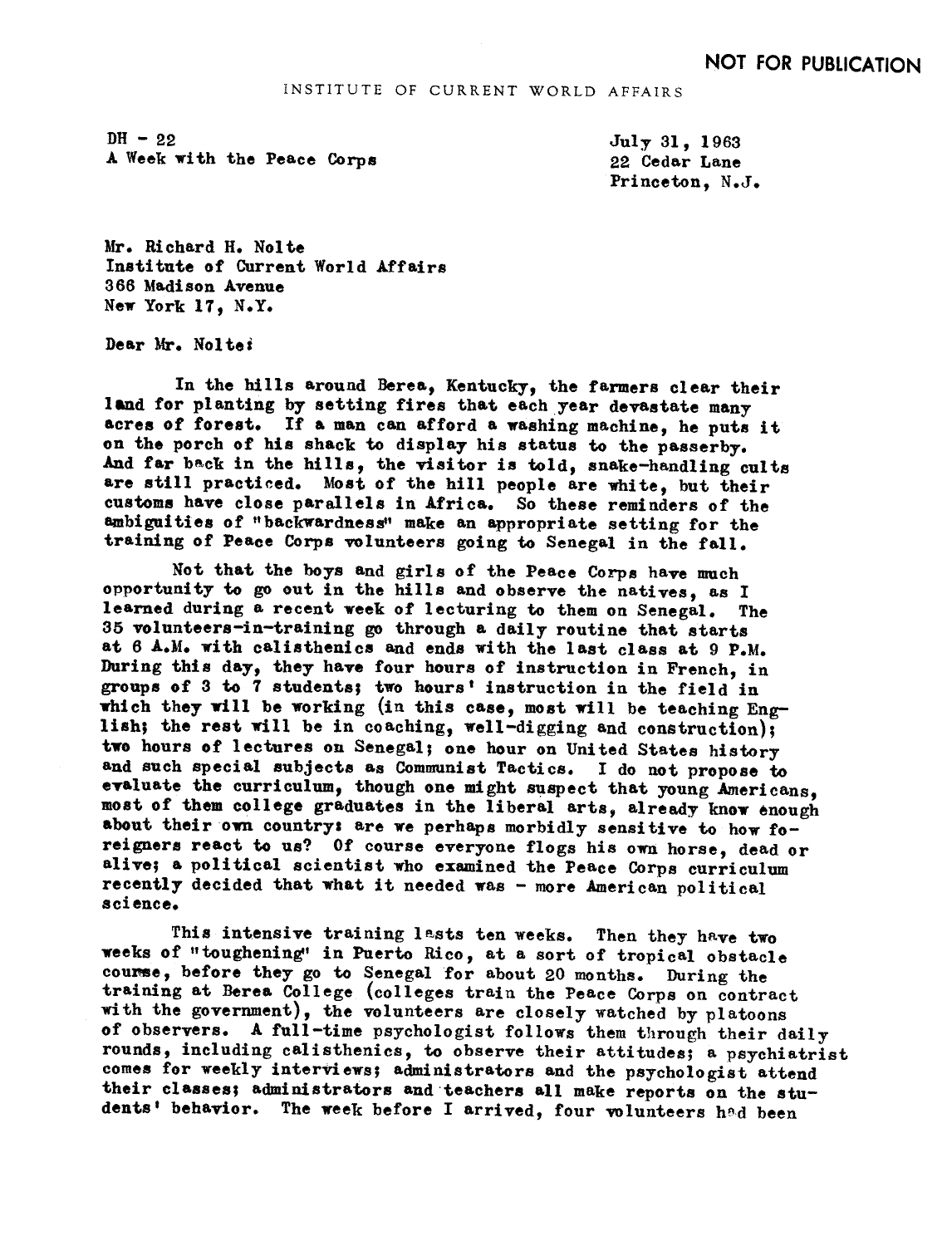NOT FOR PUBLICATION

INSTITUTE OF CURRENT WORLD AFFAIRS

DH - 22
A Week with the Peace Corps

July 31, 1963
22 Cedar Lane
Princeton, N.J.

Mr. Richard H. Nolte
Institute of Current World Affairs
366 Madison Avenue
New York 17, N.Y.

Dear Mr. Nolte:

In the hills around Berea, Kentucky, the farmers clear their land for planting by setting fires that each year devastate many acres of forest. If a man can afford a washing machine, he puts it on the porch of his shack to display his status to the passerby. And far back in the hills, the visitor is told, snake-handling cults are still practiced. Most of the hill people are white, but their customs have close parallels in Africa. So these reminders of the ambiguities of "backwardness" make an appropriate setting for the training of Peace Corps volunteers going to Senegal in the fall.

Not that the boys and girls of the Peace Corps have much opportunity to go out in the hills and observe the natives, as I learned during a recent week of lecturing to them on Senegal. The 35 volunteers-in-training go through a daily routine that starts at 6 A.M. with calisthenics and ends with the last class at 9 P.M. During this day, they have four hours of instruction in French, in groups of 3 to 7 students; two hours' instruction in the field in which they will be working (in this case, most will be teaching English; the rest will be in coaching, well-digging and construction); two hours of lectures on Senegal; one hour on United States history and such special subjects as Communist Tactics. I do not propose to evaluate the curriculum, though one might suspect that young Americans, most of them college graduates in the liberal arts, already know enough about their own country: are we perhaps morbidly sensitive to how foreigners react to us? Of course everyone flogs his own horse, dead or alive; a political scientist who examined the Peace Corps curriculum recently decided that what it needed was - more American political science.

This intensive training lasts ten weeks. Then they have two weeks of "toughening" in Puerto Rico, at a sort of tropical obstacle course, before they go to Senegal for about 20 months. During the training at Berea College (colleges train the Peace Corps on contract with the government), the volunteers are closely watched by platoons of observers. A full-time psychologist follows them through their daily rounds, including calisthenics, to observe their attitudes; a psychiatrist comes for weekly interviews; administrators and the psychologist attend their classes; administrators and teachers all make reports on the students' behavior. The week before I arrived, four volunteers had been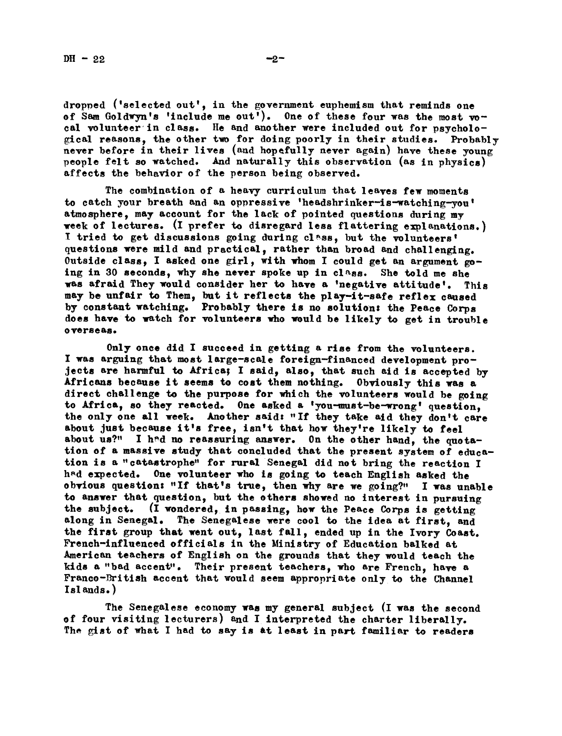dropped ('selected out', in the government euphemism that reminds one of Sam Goldwyn's 'include me out'). One of these four was the most vocal volunteer in class. He and another were included out for psychological reasons, the other two for doing poorly in their studies. Probably never before in their lives (and hopefully never again) have these young people felt so watched. And naturally this observation (as in physics) affects the behavior of the person being observed.

The combination of a heavy curriculum that leaves few moments to catch your breath and an oppressive 'headshrinker-is-watching-you' atmosphere, may account for the lack of pointed questions during my week of lectures. (I prefer to disregard less flattering explanations.) I tried to get discussions going during class, but the volunteers' questions were mild and practical, rather than broad and challenging. Outside class, I asked one girl, with whom I could get an argument going in 30 seconds, why she never spoke up in class. She told me she was afraid They would consider her to have a 'negative attitude'. This may be unfair to Them, but it reflects the play-it-safe reflex caused by constant watching. Probably there is no solution: the Peace Corps does have to watch for volunteers who would be likely to get in trouble overseas.

Only once did I succeed in getting a rise from the volunteers. I was arguing that most large-scale foreign-financed development projects are harmful to Africa; I said, also, that such aid is accepted by Africans because it seems to cost them nothing. Obviously this was a direct challenge to the purpose for which the volunteers would be going to Africa, so they reacted. One asked a 'you-must-be-wrong' question, the only one all week. Another said: "If they take aid they don't care about just because it's free, isn't that how they're likely to feel about us?" I had no reassuring answer. On the other hand, the quotation of a massive study that concluded that the present system of education is a "catastrophe" for rural Senegal did not bring the reaction I had expected. One volunteer who is going to teach English asked the obvious question: "If that's true, then why are we going?" I was unable to answer that question, but the others showed no interest in pursuing the subject. (I wondered, in passing, how the Peace Corps is getting along in Senegal. The Senegalese were cool to the idea at first, and the first group that went out, last fall, ended up in the Ivory Coast. French-influenced officials in the Ministry of Education balked at American teachers of English on the grounds that they would teach the kids a "bad accent". Their present teachers, who are French, have a Franco-British accent that would seem appropriate only to the Channel Islands.)

The Senegalese economy was my general subject (I was the second of four visiting lecturers) and I interpreted the charter liberally. The gist of what I had to say is at least in part familiar to readers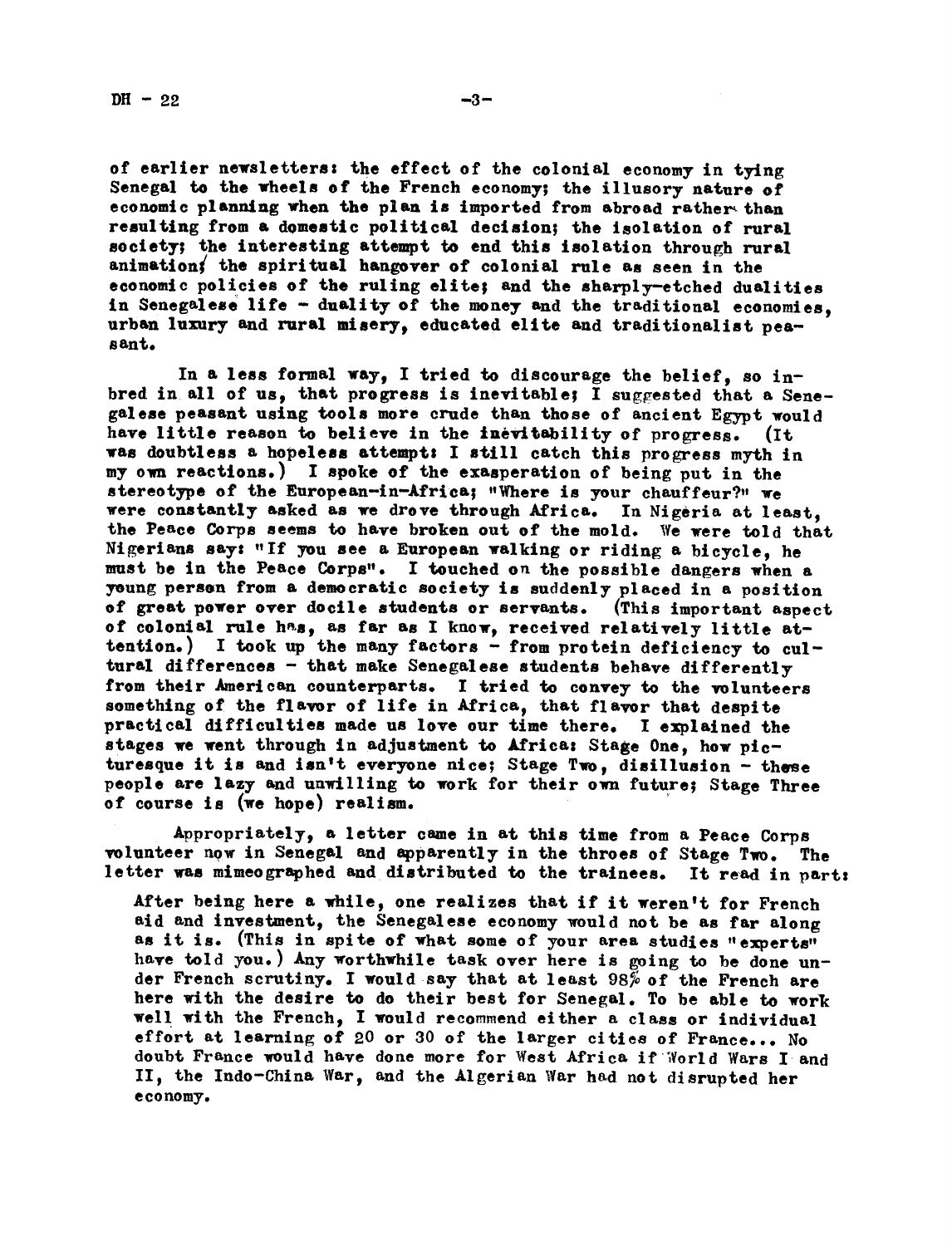of earlier newsletters: the effect of the colonial economy in tying Senegal to the wheels of the French economy; the illusory nature of economic planning when the plan is imported from abroad rather than resulting from a domestic political decision; the isolation of rural society; the interesting attempt to end this isolation through rural animation; the spiritual hangover of colonial rule as seen in the economic policies of the ruling elite; and the sharply-etched dualities in Senegalese life - duality of the money and the traditional economies, urban luxury and rural misery, educated elite and traditionalist peasant.

In a less formal way, I tried to discourage the belief, so inbred in all of us, that progress is inevitable; I suggested that a Senegalese peasant using tools more crude than those of ancient Egypt would have little reason to believe in the inevitability of progress. (It was doubtless a hopeless attempt: I still catch this progress myth in my own reactions.) I spoke of the exasperation of being put in the stereotype of the European-in-Africa; "Where is your chauffeur?" we were constantly asked as we drove through Africa. In Nigeria at least, the Peace Corps seems to have broken out of the mold. We were told that Nigerians say: "If you see a European walking or riding a bicycle, he must be in the Peace Corps". I touched on the possible dangers when a young person from a democratic society is suddenly placed in a position of great power over docile students or servants. (This important aspect of colonial rule has, as far as I know, received relatively little attention.) I took up the many factors - from protein deficiency to cultural differences - that make Senegalese students behave differently from their American counterparts. I tried to convey to the volunteers something of the flavor of life in Africa, that flavor that despite practical difficulties made us love our time there. I explained the stages we went through in adjustment to Africa: Stage One, how picturesque it is and isn't everyone nice; Stage Two, disillusion - these people are lazy and unwilling to work for their own future; Stage Three of course is (we hope) realism.

Appropriately, a letter came in at this time from a Peace Corps volunteer now in Senegal and apparently in the throes of Stage Two. The letter was mimeographed and distributed to the trainees. It read in part:

> After being here a while, one realizes that if it weren't for French aid and investment, the Senegalese economy would not be as far along as it is. (This in spite of what some of your area studies "experts" have told you.) Any worthwhile task over here is going to be done under French scrutiny. I would say that at least 98% of the French are here with the desire to do their best for Senegal. To be able to work well with the French, I would recommend either a class or individual effort at learning of 20 or 30 of the larger cities of France... No doubt France would have done more for West Africa if World Wars I and II, the Indo-China War, and the Algerian War had not disrupted her economy.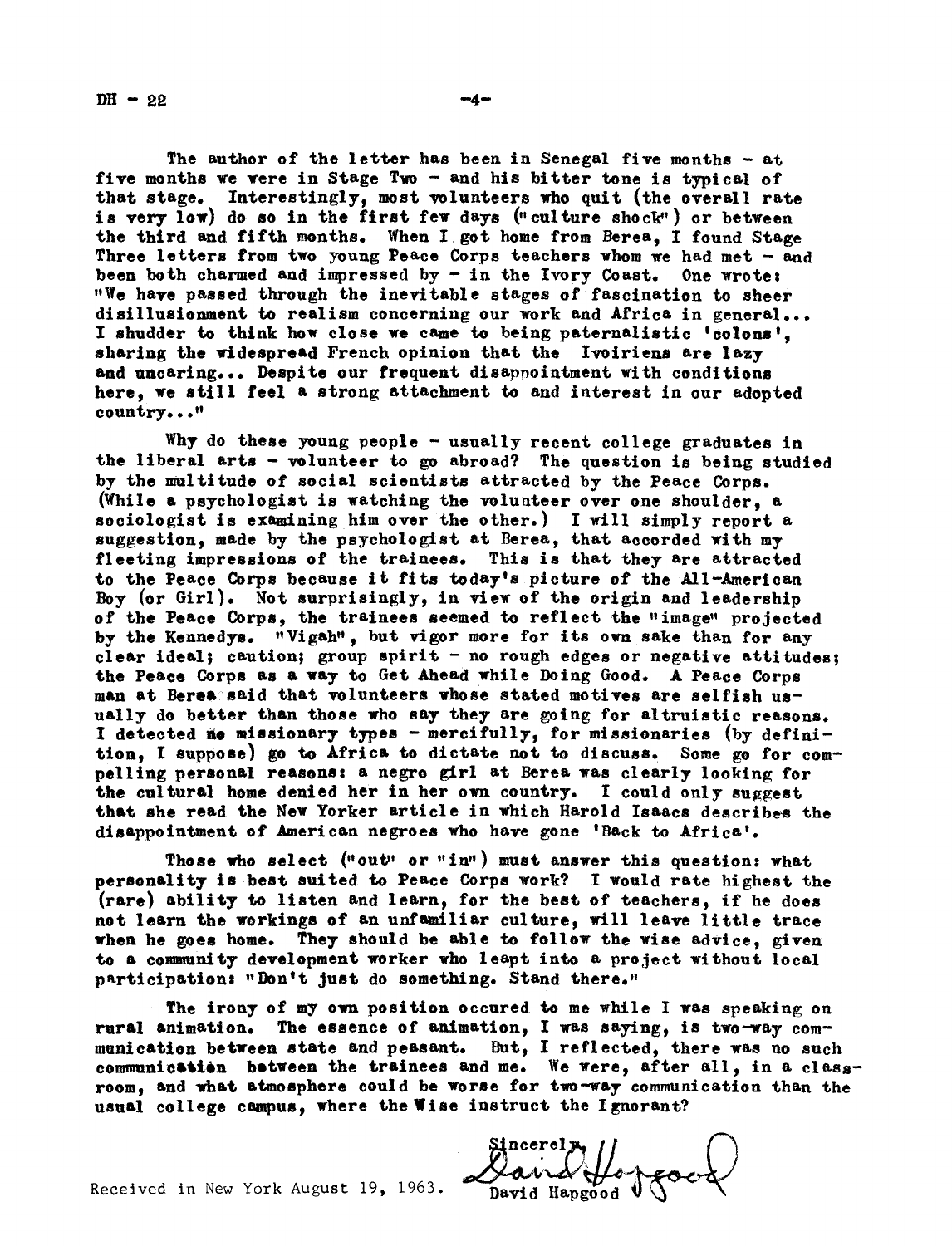The author of the letter has been in Senegal five months - at five months we were in Stage Two - and his bitter tone is typical of that stage. Interestingly, most volunteers who quit (the overall rate is very low) do so in the first few days ("culture shock") or between the third and fifth months. When I got home from Berea, I found Stage Three letters from two young Peace Corps teachers whom we had met - and been both charmed and impressed by - in the Ivory Coast. One wrote: "We have passed through the inevitable stages of fascination to sheer disillusionment to realism concerning our work and Africa in general... I shudder to think how close we came to being paternalistic 'colons', sharing the widespread French opinion that the Ivoiriens are lazy and uncaring... Despite our frequent disappointment with conditions here, we still feel a strong attachment to and interest in our adopted country..."

Why do these young people - usually recent college graduates in the liberal arts - volunteer to go abroad? The question is being studied by the multitude of social scientists attracted by the Peace Corps. (While a psychologist is watching the volunteer over one shoulder, a sociologist is examining him over the other.) I will simply report a suggestion, made by the psychologist at Berea, that accorded with my fleeting impressions of the trainees. This is that they are attracted to the Peace Corps because it fits today's picture of the All-American Boy (or Girl). Not surprisingly, in view of the origin and leadership of the Peace Corps, the trainees seemed to reflect the "image" projected by the Kennedys. "Vigah", but vigor more for its own sake than for any clear ideal; caution; group spirit - no rough edges or negative attitudes; the Peace Corps as a way to Get Ahead while Doing Good. A Peace Corps man at Berea said that volunteers whose stated motives are selfish usually do better than those who say they are going for altruistic reasons. I detected no missionary types - mercifully, for missionaries (by definition, I suppose) go to Africa to dictate not to discuss. Some go for compelling personal reasons: a negro girl at Berea was clearly looking for the cultural home denied her in her own country. I could only suggest that she read the New Yorker article in which Harold Isaacs describes the disappointment of American negroes who have gone 'Back to Africa'.

Those who select ("out" or "in") must answer this question: what personality is best suited to Peace Corps work? I would rate highest the (rare) ability to listen and learn, for the best of teachers, if he does not learn the workings of an unfamiliar culture, will leave little trace when he goes home. They should be able to follow the wise advice, given to a community development worker who leapt into a project without local participation: "Don't just do something. Stand there."

The irony of my own position occured to me while I was speaking on rural animation. The essence of animation, I was saying, is two-way communication between state and peasant. But, I reflected, there was no such communication between the trainees and me. We were, after all, in a classroom, and what atmosphere could be worse for two-way communication than the usual college campus, where the Wise instruct the Ignorant?

Sincerely,

David Hapgood

Received in New York August 19, 1963.